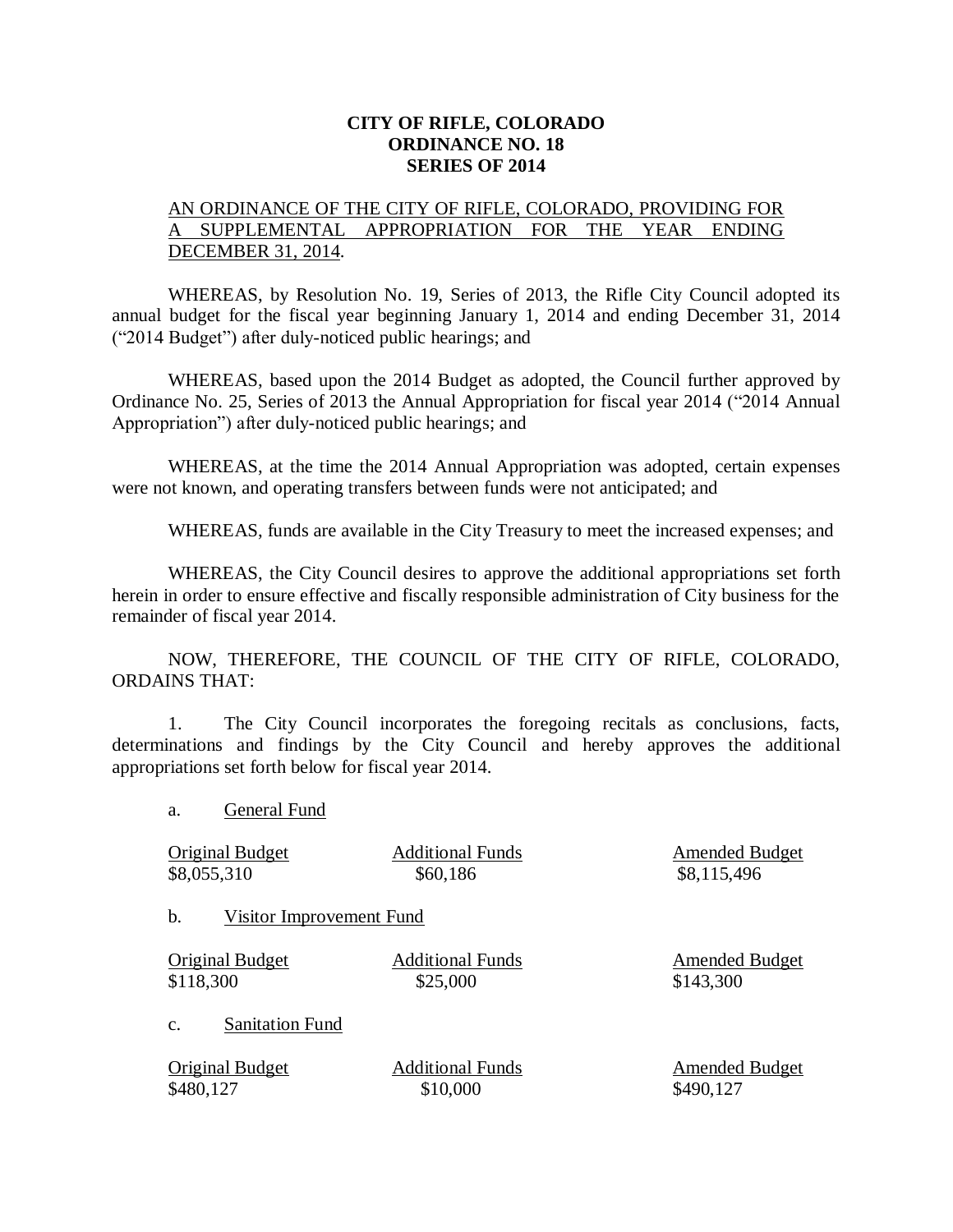**CITY OF RIFLE, COLORADO**
**ORDINANCE NO. 18**
**SERIES OF 2014**

AN ORDINANCE OF THE CITY OF RIFLE, COLORADO, PROVIDING FOR A SUPPLEMENTAL APPROPRIATION FOR THE YEAR ENDING DECEMBER 31, 2014.

WHEREAS, by Resolution No. 19, Series of 2013, the Rifle City Council adopted its annual budget for the fiscal year beginning January 1, 2014 and ending December 31, 2014 ("2014 Budget") after duly-noticed public hearings; and

WHEREAS, based upon the 2014 Budget as adopted, the Council further approved by Ordinance No. 25, Series of 2013 the Annual Appropriation for fiscal year 2014 ("2014 Annual Appropriation") after duly-noticed public hearings; and

WHEREAS, at the time the 2014 Annual Appropriation was adopted, certain expenses were not known, and operating transfers between funds were not anticipated; and

WHEREAS, funds are available in the City Treasury to meet the increased expenses; and

WHEREAS, the City Council desires to approve the additional appropriations set forth herein in order to ensure effective and fiscally responsible administration of City business for the remainder of fiscal year 2014.

NOW, THEREFORE, THE COUNCIL OF THE CITY OF RIFLE, COLORADO, ORDAINS THAT:

1. The City Council incorporates the foregoing recitals as conclusions, facts, determinations and findings by the City Council and hereby approves the additional appropriations set forth below for fiscal year 2014.

a. General Fund

| Original Budget | Additional Funds | Amended Budget |
|---|---|---|
| $8,055,310 | $60,186 | $8,115,496 |

b. Visitor Improvement Fund

| Original Budget | Additional Funds | Amended Budget |
|---|---|---|
| $118,300 | $25,000 | $143,300 |

c. Sanitation Fund

| Original Budget | Additional Funds | Amended Budget |
|---|---|---|
| $480,127 | $10,000 | $490,127 |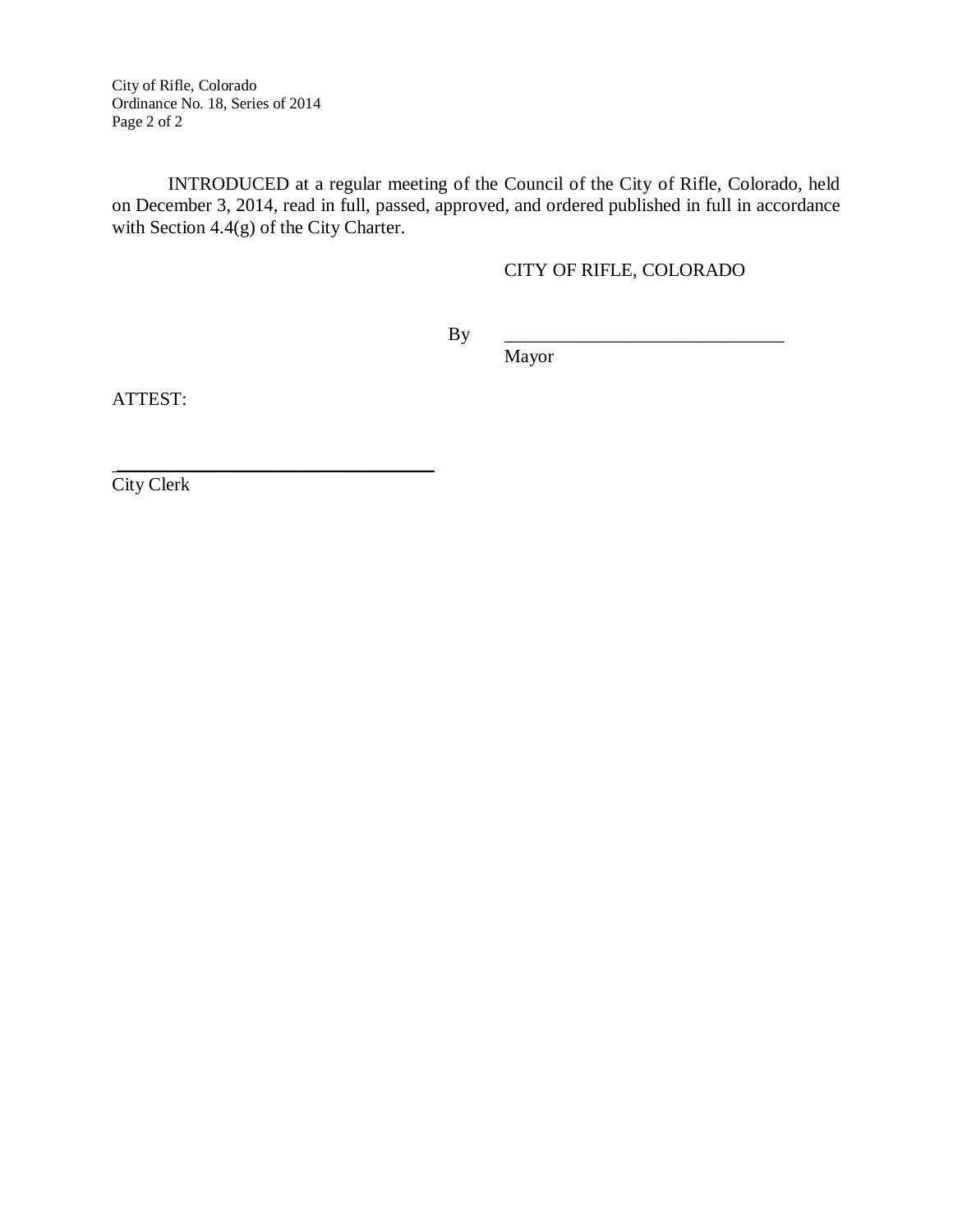INTRODUCED at a regular meeting of the Council of the City of Rifle, Colorado, held on December 3, 2014, read in full, passed, approved, and ordered published in full in accordance with Section 4.4(g) of the City Charter.

CITY OF RIFLE, COLORADO

By ______________________________
Mayor

ATTEST:

______________________________
City Clerk